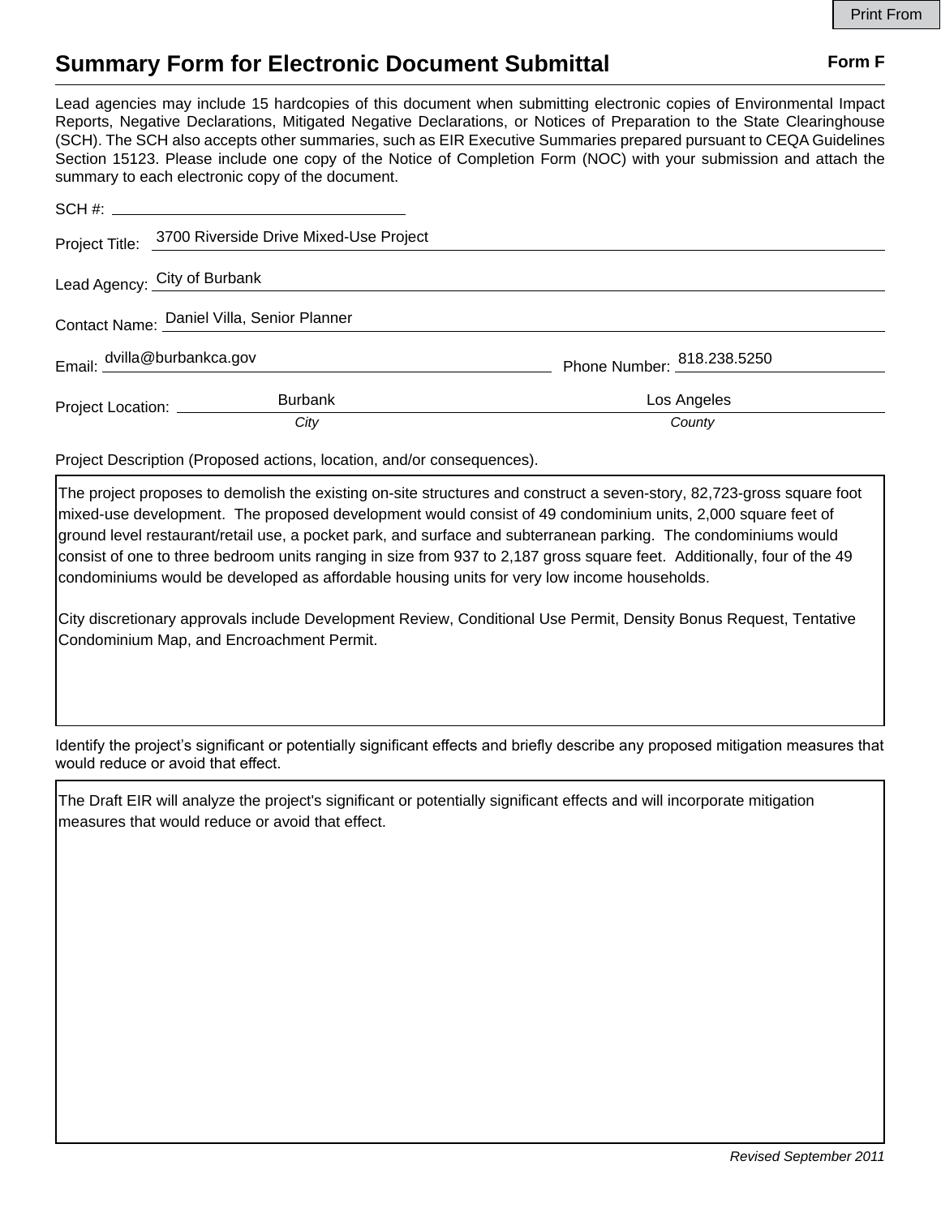# Summary Form for Electronic Document Submittal

**Form F**

Lead agencies may include 15 hardcopies of this document when submitting electronic copies of Environmental Impact Reports, Negative Declarations, Mitigated Negative Declarations, or Notices of Preparation to the State Clearinghouse (SCH). The SCH also accepts other summaries, such as EIR Executive Summaries prepared pursuant to CEQA Guidelines Section 15123. Please include one copy of the Notice of Completion Form (NOC) with your submission and attach the summary to each electronic copy of the document.

SCH #: 

Project Title: 3700 Riverside Drive Mixed-Use Project

Lead Agency: City of Burbank

Contact Name: Daniel Villa, Senior Planner

Email: dvilla@burbankca.gov  Phone Number: 818.238.5250

Project Location: Burbank (*City*)  Los Angeles (*County*)

Project Description (Proposed actions, location, and/or consequences).

The project proposes to demolish the existing on-site structures and construct a seven-story, 82,723-gross square foot mixed-use development. The proposed development would consist of 49 condominium units, 2,000 square feet of ground level restaurant/retail use, a pocket park, and surface and subterranean parking. The condominiums would consist of one to three bedroom units ranging in size from 937 to 2,187 gross square feet. Additionally, four of the 49 condominiums would be developed as affordable housing units for very low income households.

City discretionary approvals include Development Review, Conditional Use Permit, Density Bonus Request, Tentative Condominium Map, and Encroachment Permit.

Identify the project's significant or potentially significant effects and briefly describe any proposed mitigation measures that would reduce or avoid that effect.

The Draft EIR will analyze the project's significant or potentially significant effects and will incorporate mitigation measures that would reduce or avoid that effect.

*Revised September 2011*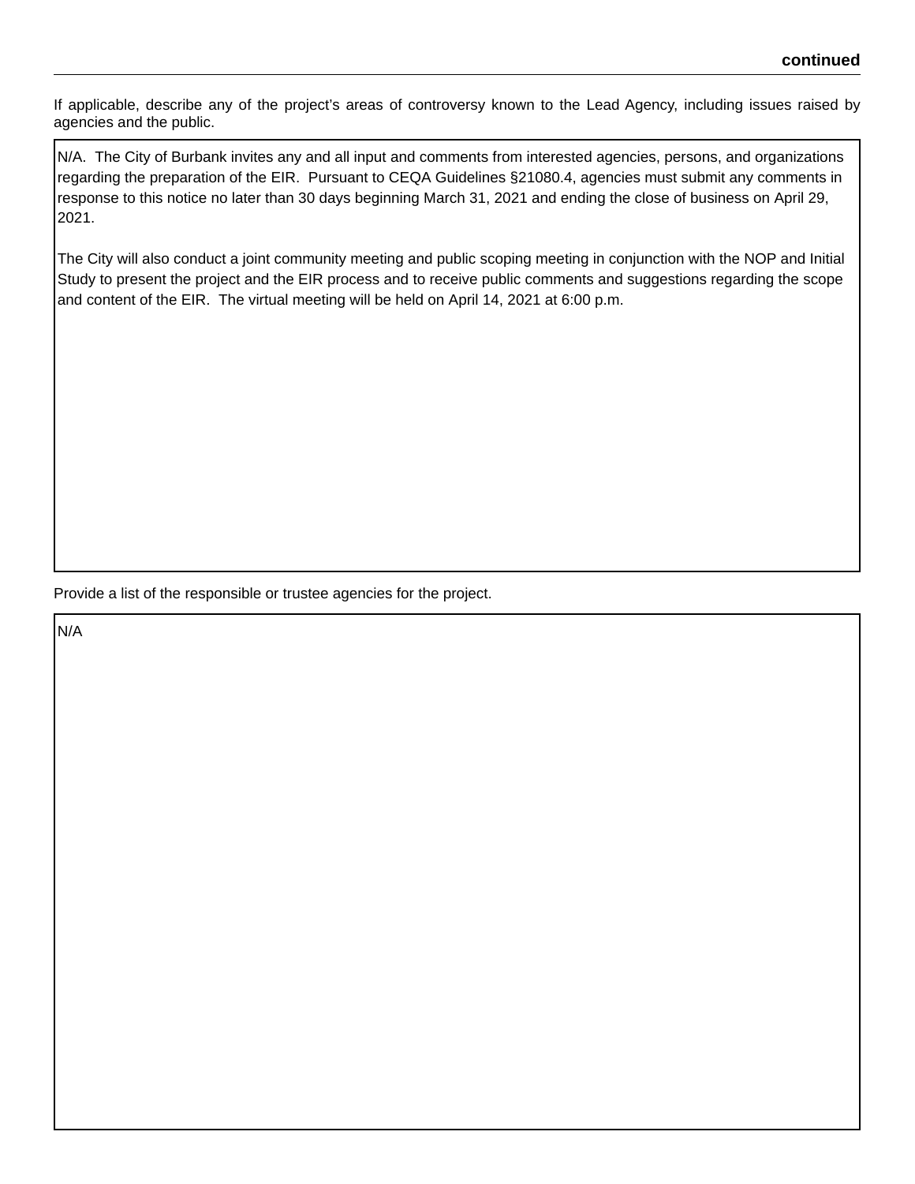**continued**

If applicable, describe any of the project's areas of controversy known to the Lead Agency, including issues raised by agencies and the public.

N/A. The City of Burbank invites any and all input and comments from interested agencies, persons, and organizations regarding the preparation of the EIR. Pursuant to CEQA Guidelines §21080.4, agencies must submit any comments in response to this notice no later than 30 days beginning March 31, 2021 and ending the close of business on April 29, 2021.

The City will also conduct a joint community meeting and public scoping meeting in conjunction with the NOP and Initial Study to present the project and the EIR process and to receive public comments and suggestions regarding the scope and content of the EIR. The virtual meeting will be held on April 14, 2021 at 6:00 p.m.

Provide a list of the responsible or trustee agencies for the project.

N/A